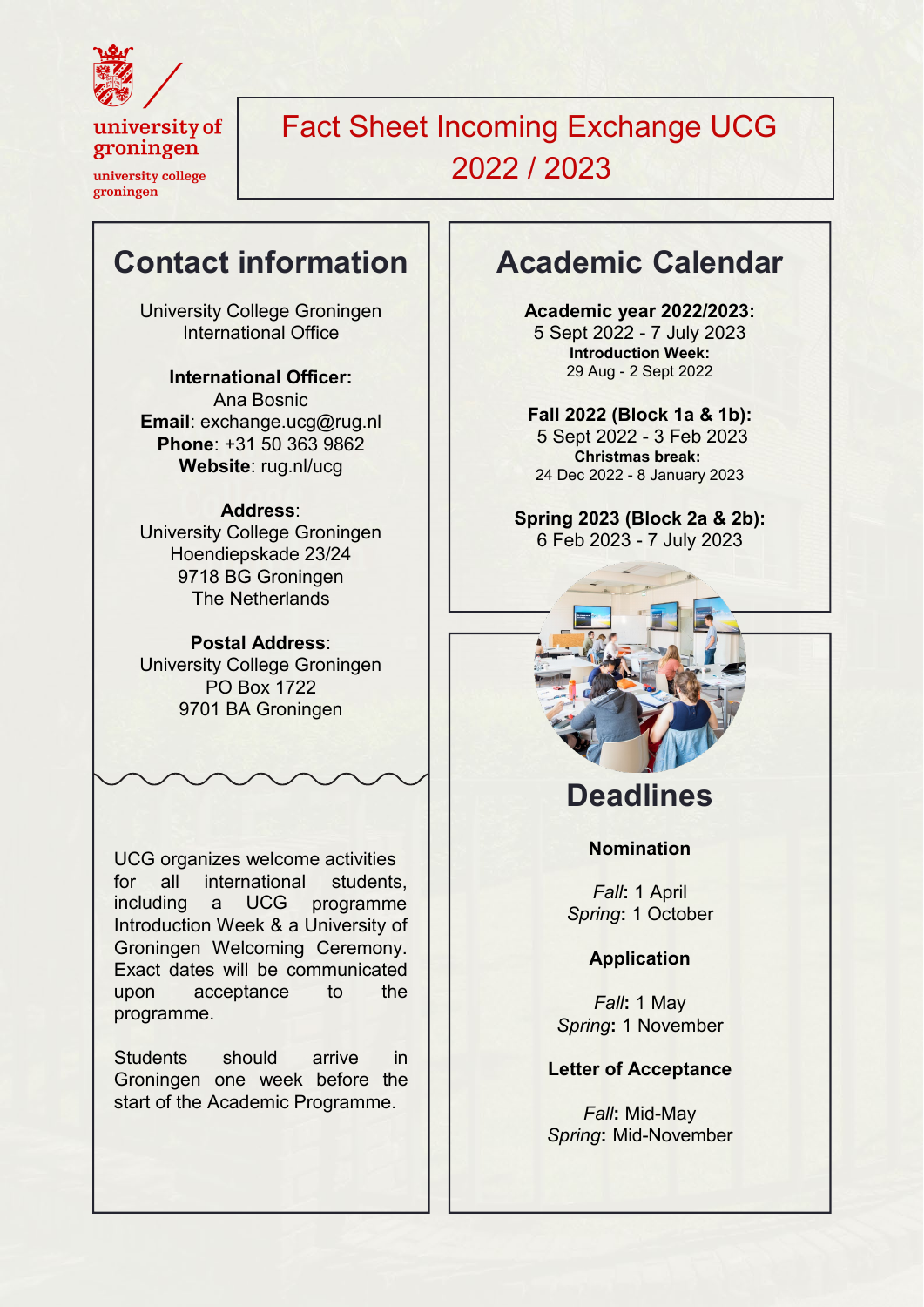university of groningen

university college groningen

# Fact Sheet Incoming Exchange UCG 2022 / 2023

## Contact information

University College Groningen
International Office

**International Officer:**
Ana Bosnic
**Email**: exchange.ucg@rug.nl
**Phone**: +31 50 363 9862
**Website**: rug.nl/ucg

**Address**:
University College Groningen
Hoendiepskade 23/24
9718 BG Groningen
The Netherlands

**Postal Address**:
University College Groningen
PO Box 1722
9701 BA Groningen

UCG organizes welcome activities for all international students, including a UCG programme Introduction Week & a University of Groningen Welcoming Ceremony. Exact dates will be communicated upon acceptance to the programme.

Students should arrive in Groningen one week before the start of the Academic Programme.

## Academic Calendar

**Academic year 2022/2023:**
5 Sept 2022 - 7 July 2023
**Introduction Week:**
29 Aug - 2 Sept 2022

**Fall 2022 (Block 1a & 1b):**
5 Sept 2022 - 3 Feb 2023
**Christmas break:**
24 Dec 2022 - 8 January 2023

**Spring 2023 (Block 2a & 2b):**
6 Feb 2023 - 7 July 2023

## Deadlines

**Nomination**

*Fall***:** 1 April
*Spring***:** 1 October

**Application**

*Fall***:** 1 May
*Spring***:** 1 November

**Letter of Acceptance**

*Fall***:** Mid-May
*Spring***:** Mid-November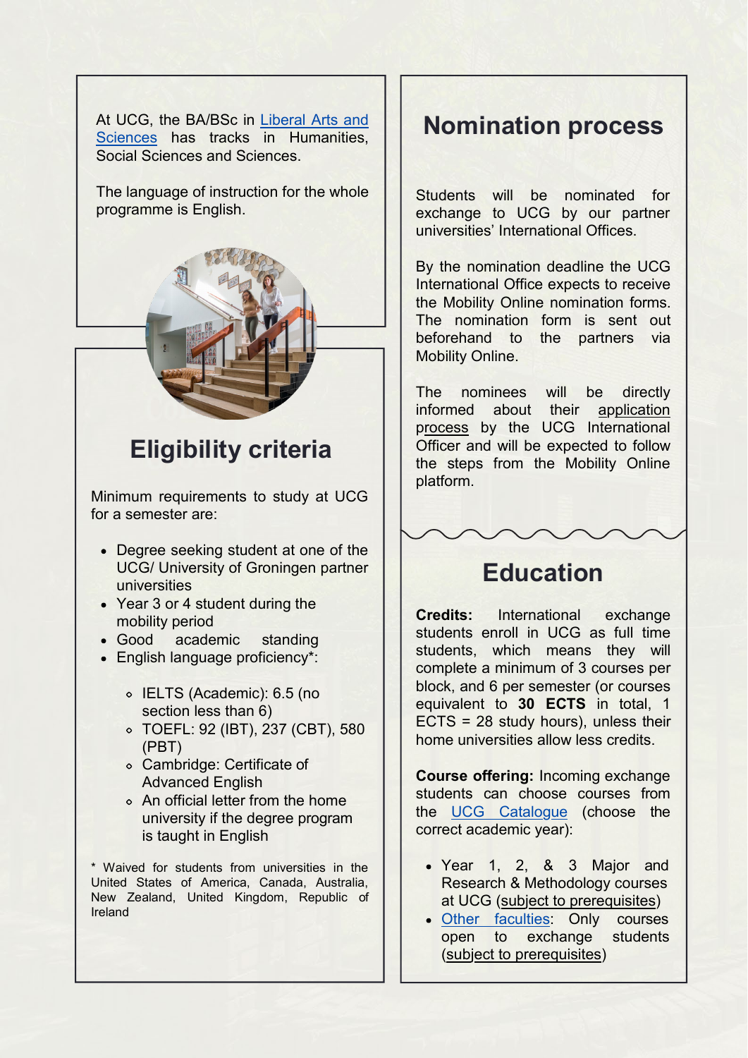At UCG, the BA/BSc in Liberal Arts and Sciences has tracks in Humanities, Social Sciences and Sciences.

The language of instruction for the whole programme is English.

## Eligibility criteria

Minimum requirements to study at UCG for a semester are:

- Degree seeking student at one of the UCG/ University of Groningen partner universities
- Year 3 or 4 student during the mobility period
- Good academic standing
- English language proficiency*:
  - IELTS (Academic): 6.5 (no section less than 6)
  - TOEFL: 92 (IBT), 237 (CBT), 580 (PBT)
  - Cambridge: Certificate of Advanced English
  - An official letter from the home university if the degree program is taught in English

* Waived for students from universities in the United States of America, Canada, Australia, New Zealand, United Kingdom, Republic of Ireland

## Nomination process

Students will be nominated for exchange to UCG by our partner universities' International Offices.

By the nomination deadline the UCG International Office expects to receive the Mobility Online nomination forms. The nomination form is sent out beforehand to the partners via Mobility Online.

The nominees will be directly informed about their application process by the UCG International Officer and will be expected to follow the steps from the Mobility Online platform.

## Education

**Credits:** International exchange students enroll in UCG as full time students, which means they will complete a minimum of 3 courses per block, and 6 per semester (or courses equivalent to **30 ECTS** in total, 1 ECTS = 28 study hours), unless their home universities allow less credits.

**Course offering:** Incoming exchange students can choose courses from the UCG Catalogue (choose the correct academic year):

- Year 1, 2, & 3 Major and Research & Methodology courses at UCG (subject to prerequisites)
- Other faculties: Only courses open to exchange students (subject to prerequisites)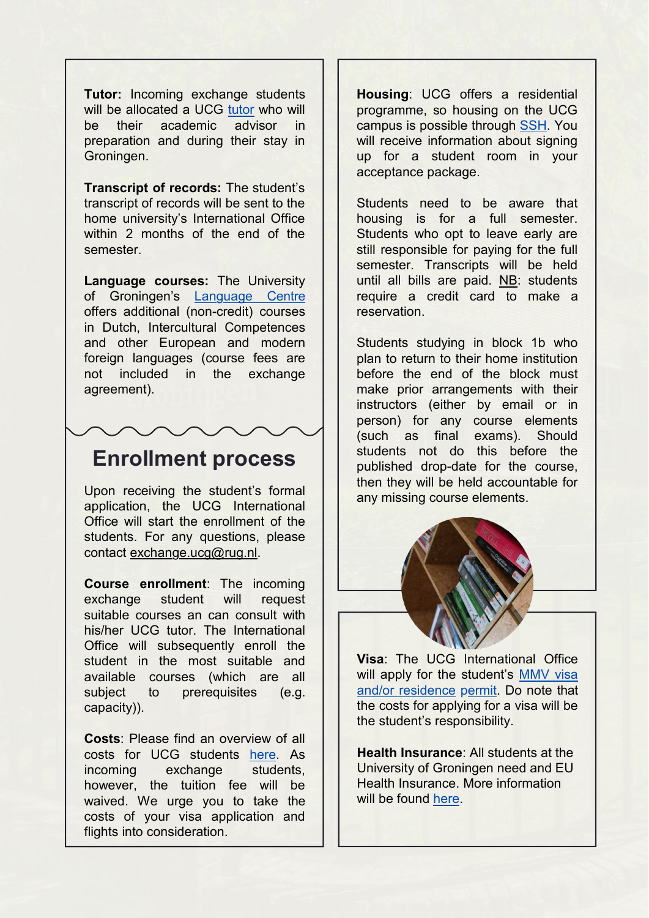**Tutor:** Incoming exchange students will be allocated a UCG tutor who will be their academic advisor in preparation and during their stay in Groningen.

**Transcript of records:** The student's transcript of records will be sent to the home university's International Office within 2 months of the end of the semester.

**Language courses:** The University of Groningen's Language Centre offers additional (non-credit) courses in Dutch, Intercultural Competences and other European and modern foreign languages (course fees are not included in the exchange agreement).

## Enrollment process

Upon receiving the student's formal application, the UCG International Office will start the enrollment of the students. For any questions, please contact exchange.ucg@rug.nl.

**Course enrollment**: The incoming exchange student will request suitable courses an can consult with his/her UCG tutor. The International Office will subsequently enroll the student in the most suitable and available courses (which are all subject to prerequisites (e.g. capacity)).

**Costs**: Please find an overview of all costs for UCG students here. As incoming exchange students, however, the tuition fee will be waived. We urge you to take the costs of your visa application and flights into consideration.

**Housing**: UCG offers a residential programme, so housing on the UCG campus is possible through SSH. You will receive information about signing up for a student room in your acceptance package.

Students need to be aware that housing is for a full semester. Students who opt to leave early are still responsible for paying for the full semester. Transcripts will be held until all bills are paid. NB: students require a credit card to make a reservation.

Students studying in block 1b who plan to return to their home institution before the end of the block must make prior arrangements with their instructors (either by email or in person) for any course elements (such as final exams). Should students not do this before the published drop-date for the course, then they will be held accountable for any missing course elements.

**Visa**: The UCG International Office will apply for the student's MMV visa and/or residence permit. Do note that the costs for applying for a visa will be the student's responsibility.

**Health Insurance**: All students at the University of Groningen need and EU Health Insurance. More information will be found here.